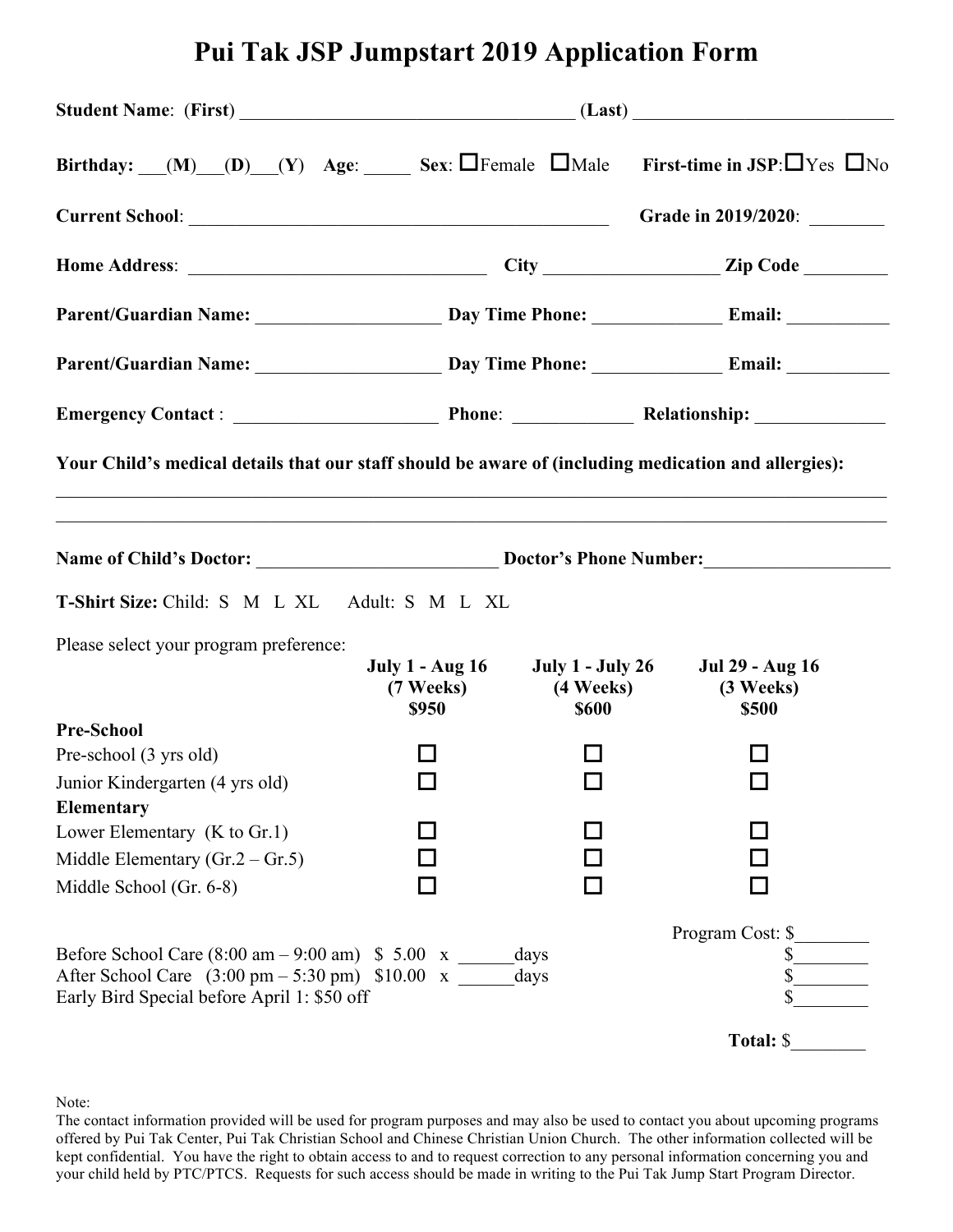# Pui Tak JSP Jumpstart 2019 Application Form

**Student Name**: (**First**) ______________________________ (**Last**) ______________________

**Birthday:** ___(**M**)___(**D**)___(**Y**) **Age**: _____ **Sex**: ☐Female ☐Male **First-time in JSP**: ☐Yes ☐No

**Current School**: ____________________________________ **Grade in 2019/2020**: ________

**Home Address**: ___________________________ **City** _______________ **Zip Code** _________

**Parent/Guardian Name:** ________________ **Day Time Phone:** ____________ **Email:** __________

**Parent/Guardian Name:** ________________ **Day Time Phone:** ____________ **Email:** __________

**Emergency Contact** : __________________ **Phone**: ___________ **Relationship:** ____________

**Your Child's medical details that our staff should be aware of (including medication and allergies):**

_______________________________________________________________________________

_______________________________________________________________________________

**Name of Child's Doctor:** _______________________ **Doctor's Phone Number:** ________________

**T-Shirt Size:** Child: S M L XL Adult: S M L XL

Please select your program preference:

| | **July 1 - Aug 16 (7 Weeks) $950** | **July 1 - July 26 (4 Weeks) $600** | **Jul 29 - Aug 16 (3 Weeks) $500** |
|---|---|---|---|
| **Pre-School** | | | |
| Pre-school (3 yrs old) | ☐ | ☐ | ☐ |
| Junior Kindergarten (4 yrs old) | ☐ | ☐ | ☐ |
| **Elementary** | | | |
| Lower Elementary (K to Gr.1) | ☐ | ☐ | ☐ |
| Middle Elementary (Gr.2 – Gr.5) | ☐ | ☐ | ☐ |
| Middle School (Gr. 6-8) | ☐ | ☐ | ☐ |

Program Cost: $________

Before School Care (8:00 am – 9:00 am) $ 5.00 x ______days $________

After School Care (3:00 pm – 5:30 pm) $10.00 x ______days $________

Early Bird Special before April 1: $50 off $________

**Total:** $________

Note:
The contact information provided will be used for program purposes and may also be used to contact you about upcoming programs offered by Pui Tak Center, Pui Tak Christian School and Chinese Christian Union Church. The other information collected will be kept confidential. You have the right to obtain access to and to request correction to any personal information concerning you and your child held by PTC/PTCS. Requests for such access should be made in writing to the Pui Tak Jump Start Program Director.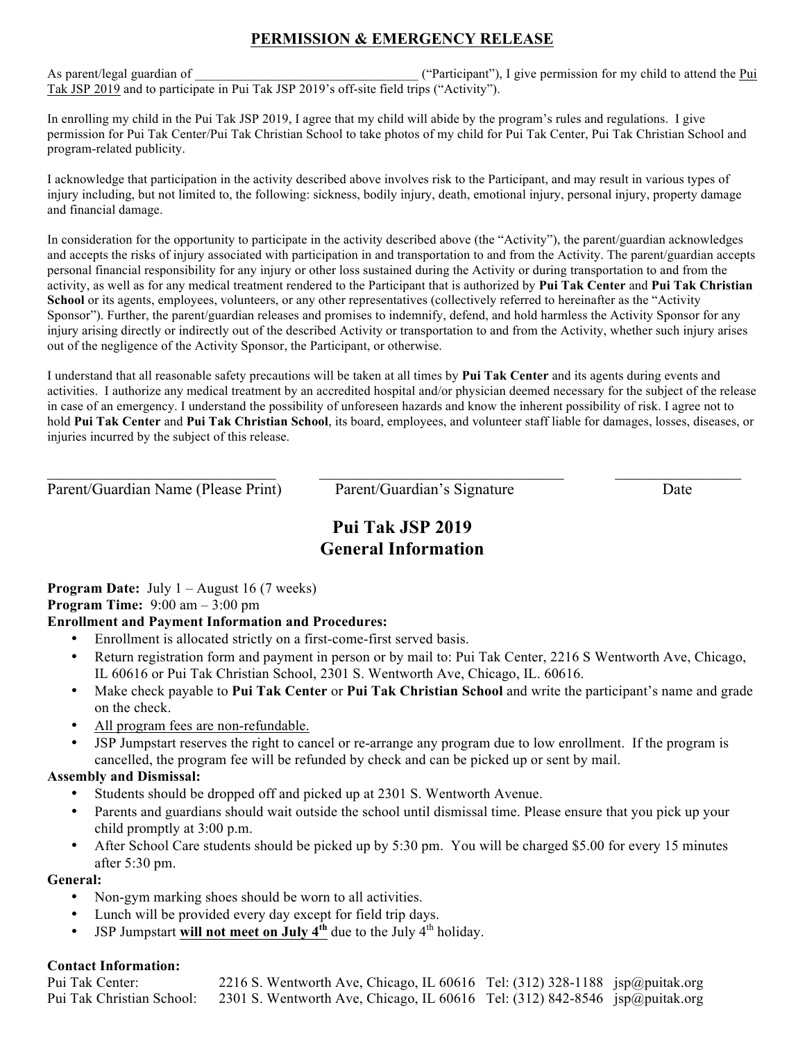## PERMISSION & EMERGENCY RELEASE

As parent/legal guardian of ___________________________________ ("Participant"), I give permission for my child to attend the Pui Tak JSP 2019 and to participate in Pui Tak JSP 2019's off-site field trips ("Activity").

In enrolling my child in the Pui Tak JSP 2019, I agree that my child will abide by the program's rules and regulations. I give permission for Pui Tak Center/Pui Tak Christian School to take photos of my child for Pui Tak Center, Pui Tak Christian School and program-related publicity.

I acknowledge that participation in the activity described above involves risk to the Participant, and may result in various types of injury including, but not limited to, the following: sickness, bodily injury, death, emotional injury, personal injury, property damage and financial damage.

In consideration for the opportunity to participate in the activity described above (the "Activity"), the parent/guardian acknowledges and accepts the risks of injury associated with participation in and transportation to and from the Activity. The parent/guardian accepts personal financial responsibility for any injury or other loss sustained during the Activity or during transportation to and from the activity, as well as for any medical treatment rendered to the Participant that is authorized by **Pui Tak Center** and **Pui Tak Christian School** or its agents, employees, volunteers, or any other representatives (collectively referred to hereinafter as the "Activity Sponsor"). Further, the parent/guardian releases and promises to indemnify, defend, and hold harmless the Activity Sponsor for any injury arising directly or indirectly out of the described Activity or transportation to and from the Activity, whether such injury arises out of the negligence of the Activity Sponsor, the Participant, or otherwise.

I understand that all reasonable safety precautions will be taken at all times by **Pui Tak Center** and its agents during events and activities. I authorize any medical treatment by an accredited hospital and/or physician deemed necessary for the subject of the release in case of an emergency. I understand the possibility of unforeseen hazards and know the inherent possibility of risk. I agree not to hold **Pui Tak Center** and **Pui Tak Christian School**, its board, employees, and volunteer staff liable for damages, losses, diseases, or injuries incurred by the subject of this release.

_______________________________ _______________________________ ________________

Parent/Guardian Name (Please Print) Parent/Guardian's Signature Date

## Pui Tak JSP 2019
## General Information

**Program Date:** July 1 – August 16 (7 weeks)
**Program Time:** 9:00 am – 3:00 pm
**Enrollment and Payment Information and Procedures:**

- Enrollment is allocated strictly on a first-come-first served basis.
- Return registration form and payment in person or by mail to: Pui Tak Center, 2216 S Wentworth Ave, Chicago, IL 60616 or Pui Tak Christian School, 2301 S. Wentworth Ave, Chicago, IL. 60616.
- Make check payable to **Pui Tak Center** or **Pui Tak Christian School** and write the participant's name and grade on the check.
- All program fees are non-refundable.
- JSP Jumpstart reserves the right to cancel or re-arrange any program due to low enrollment. If the program is cancelled, the program fee will be refunded by check and can be picked up or sent by mail.

**Assembly and Dismissal:**

- Students should be dropped off and picked up at 2301 S. Wentworth Avenue.
- Parents and guardians should wait outside the school until dismissal time. Please ensure that you pick up your child promptly at 3:00 p.m.
- After School Care students should be picked up by 5:30 pm. You will be charged $5.00 for every 15 minutes after 5:30 pm.

**General:**

- Non-gym marking shoes should be worn to all activities.
- Lunch will be provided every day except for field trip days.
- JSP Jumpstart **will not meet on July 4th** due to the July 4th holiday.

**Contact Information:**

| | | | |
|---|---|---|---|
| Pui Tak Center: | 2216 S. Wentworth Ave, Chicago, IL 60616 | Tel: (312) 328-1188 | jsp@puitak.org |
| Pui Tak Christian School: | 2301 S. Wentworth Ave, Chicago, IL 60616 | Tel: (312) 842-8546 | jsp@puitak.org |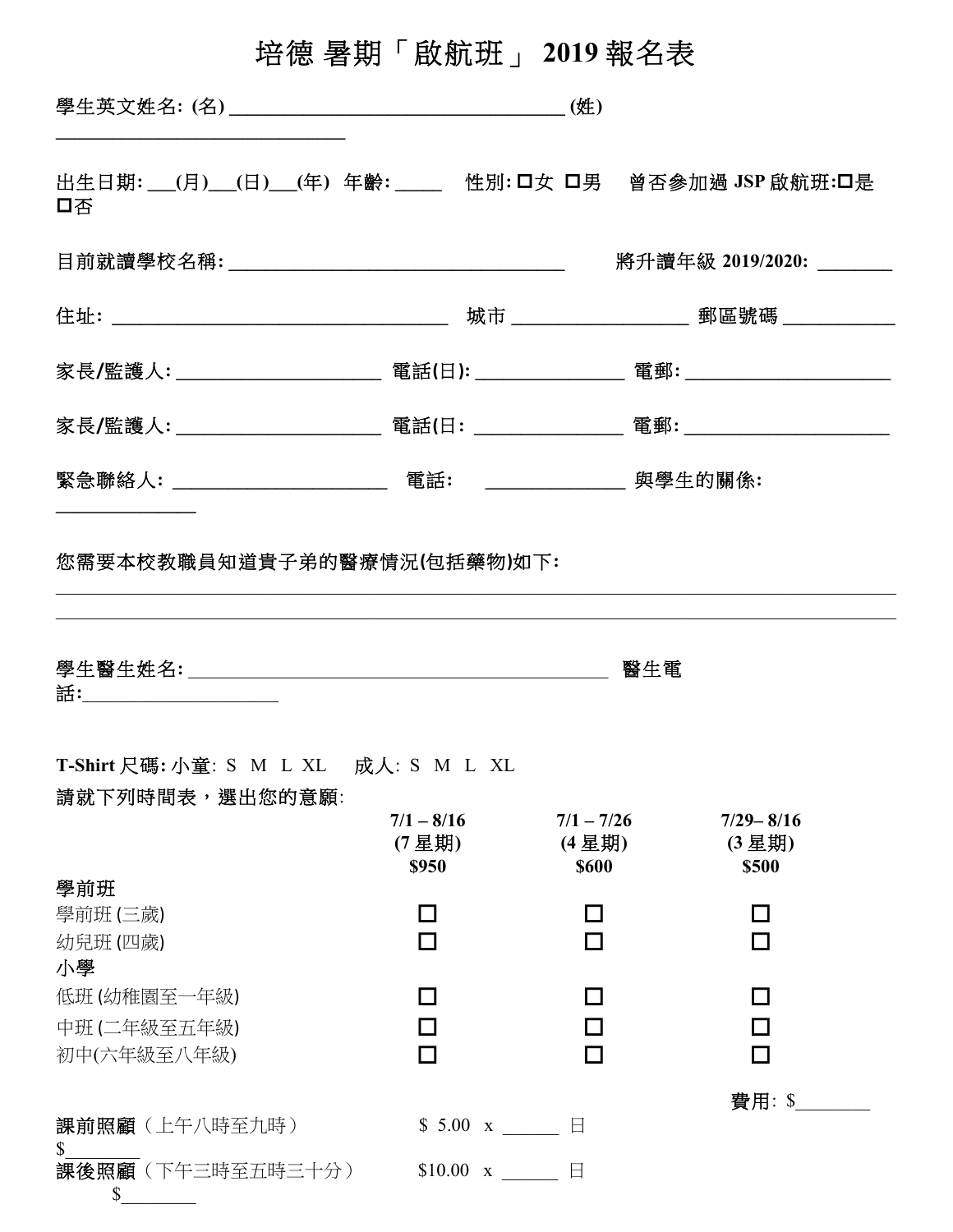# 培德 暑期「啟航班」 2019 報名表

**學生英文姓名: (名) \_\_\_\_\_\_\_\_\_\_\_\_\_\_\_\_\_\_\_\_\_\_\_\_\_\_\_\_\_\_\_\_\_\_\_\_ (姓) \_\_\_\_\_\_\_\_\_\_\_\_\_\_\_\_\_\_\_\_\_\_\_\_\_\_\_\_\_\_\_\_**

**出生日期: \_\_\_(月)\_\_\_(日)\_\_\_(年) 年齡: \_\_\_\_\_ 性別: ☐女 ☐男 曾否參加過 JSP 啟航班:☐是 ☐否**

**目前就讀學校名稱: \_\_\_\_\_\_\_\_\_\_\_\_\_\_\_\_\_\_\_\_\_\_\_\_\_\_\_\_\_\_\_\_\_\_\_\_ 將升讀年級 2019/2020: \_\_\_\_\_\_\_\_**

**住址: \_\_\_\_\_\_\_\_\_\_\_\_\_\_\_\_\_\_\_\_\_\_\_\_\_\_\_\_\_\_\_\_\_\_\_\_ 城市 \_\_\_\_\_\_\_\_\_\_\_\_\_\_\_\_\_\_\_ 郵區號碼 \_\_\_\_\_\_\_\_\_\_\_\_**

**家長/監護人: \_\_\_\_\_\_\_\_\_\_\_\_\_\_\_\_\_\_\_\_\_\_ 電話(日): \_\_\_\_\_\_\_\_\_\_\_\_\_\_\_\_ 電郵: \_\_\_\_\_\_\_\_\_\_\_\_\_\_\_\_\_\_\_\_\_\_**

**家長/監護人: \_\_\_\_\_\_\_\_\_\_\_\_\_\_\_\_\_\_\_\_\_\_ 電話(日: \_\_\_\_\_\_\_\_\_\_\_\_\_\_\_\_ 電郵: \_\_\_\_\_\_\_\_\_\_\_\_\_\_\_\_\_\_\_\_\_\_**

**緊急聯絡人: \_\_\_\_\_\_\_\_\_\_\_\_\_\_\_\_\_\_\_\_\_\_\_ 電話: \_\_\_\_\_\_\_\_\_\_\_\_\_\_\_ 與學生的關係: \_\_\_\_\_\_\_\_\_\_\_\_\_\_\_**

**您需要本校教職員知道貴子弟的醫療情況(包括藥物)如下:**

\_\_\_\_\_\_\_\_\_\_\_\_\_\_\_\_\_\_\_\_\_\_\_\_\_\_\_\_\_\_\_\_\_\_\_\_\_\_\_\_\_\_\_\_\_\_\_\_\_\_\_\_\_\_\_\_\_\_\_\_\_\_\_\_\_\_\_\_\_\_\_\_\_\_\_\_\_\_\_\_\_\_\_\_\_\_\_\_\_\_

\_\_\_\_\_\_\_\_\_\_\_\_\_\_\_\_\_\_\_\_\_\_\_\_\_\_\_\_\_\_\_\_\_\_\_\_\_\_\_\_\_\_\_\_\_\_\_\_\_\_\_\_\_\_\_\_\_\_\_\_\_\_\_\_\_\_\_\_\_\_\_\_\_\_\_\_\_\_\_\_\_\_\_\_\_\_\_\_\_\_

**學生醫生姓名: \_\_\_\_\_\_\_\_\_\_\_\_\_\_\_\_\_\_\_\_\_\_\_\_\_\_\_\_\_\_\_\_\_\_\_\_\_\_\_\_\_\_\_\_\_ 醫生電話:\_\_\_\_\_\_\_\_\_\_\_\_\_\_\_\_\_\_\_\_\_**

**T-Shirt 尺碼: 小童**: S M L XL 成人: S M L XL

**請就下列時間表，選出您的意願**:

| | 7/1 – 8/16 (7 星期) $950 | 7/1 – 7/26 (4 星期) $600 | 7/29– 8/16 (3 星期) $500 |
|---|---|---|---|
| **學前班** | | | |
| 學前班 (三歲) | ☐ | ☐ | ☐ |
| 幼兒班 (四歲) | ☐ | ☐ | ☐ |
| **小學** | | | |
| 低班 (幼稚園至一年級) | ☐ | ☐ | ☐ |
| 中班 (二年級至五年級) | ☐ | ☐ | ☐ |
| 初中(六年級至八年級) | ☐ | ☐ | ☐ |

**費用**: $\_\_\_\_\_\_\_\_

**課前照顧**（上午八時至九時） $ 5.00 x \_\_\_\_\_\_ 日 $\_\_\_\_\_\_\_\_

**課後照顧**（下午三時至五時三十分） $10.00 x \_\_\_\_\_\_ 日 $\_\_\_\_\_\_\_\_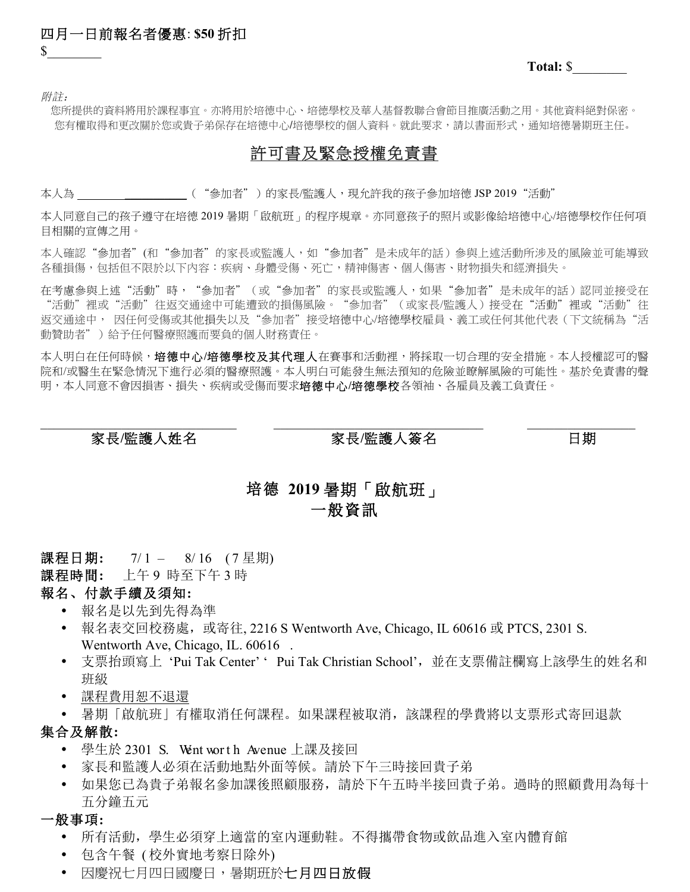四月一日前報名者優惠: **$50 折扣**
$________

**Total:** $________

*附註：*
您所提供的資料將用於課程事宜。亦將用於培德中心、培德學校及華人基督教聯合會節目推廣活動之用。其他資料絕對保密。
您有權取得和更改關於您或貴子弟保存在培德中心/培德學校的個人資料。就此要求，請以書面形式，通知培德暑期班主任。

## 許可書及緊急授權免責書

本人為 ________ ___________（"參加者"）的家長/監護人，現允許我的孩子參加培德 JSP 2019"活動"

本人同意自己的孩子遵守在培德 2019 暑期「啟航班」的程序規章。亦同意孩子的照片或影像給培德中心/培德學校作任何項目相關的宣傳之用。

本人確認"參加者"(和"參加者"的家長或監護人，如"參加者"是未成年的話）參與上述活動所涉及的風險並可能導致各種損傷，包括但不限於以下內容：疾病、身體受傷、死亡，精神傷害、個人傷害、財物損失和經濟損失。

在考慮參與上述"活動"時，"參加者"（或"參加者"的家長或監護人，如果"參加者"是未成年的話）認同並接受在"活動"裡或"活動"往返交通途中可能遭致的損傷風險。"參加者"（或家長/監護人）接受在"活動"裡或"活動"往返交通途中， 因任何受傷或其他損失以及"參加者"接受培德中心/培德學校雇員、義工或任何其他代表（下文統稱為"活動贊助者"）給予任何醫療照護而要負的個人財務責任。

本人明白在任何時候，**培德中心/培德學校及其代理人**在賽事和活動裡，將採取一切合理的安全措施。本人授權認可的醫院和/或醫生在緊急情況下進行必須的醫療照護。本人明白可能發生無法預知的危險並瞭解風險的可能性。基於免責書的聲明，本人同意不會因損害、損失、疾病或受傷而要求**培德中心/培德學校**各領袖、各雇員及義工負責任。

________________________ ________________________ ________________
家長/監護人姓名 家長/監護人簽名 日期

## 培德 2019 暑期「啟航班」
## 一般資訊

**課程日期:** 7/ 1 – 8/ 16 (7 星期)

**課程時間:** 上午 9 時至下午 3 時

**報名、付款手續及須知:**

- 報名是以先到先得為準
- 報名表交回校務處，或寄往, 2216 S Wentworth Ave, Chicago, IL 60616 或 PTCS, 2301 S. Wentworth Ave, Chicago, IL. 60616 .
- 支票抬頭寫上 'Pui Tak Center' ' Pui Tak Christian School'，並在支票備註欄寫上該學生的姓名和班級
- <u>課程費用恕不退還</u>
- 暑期「啟航班」有權取消任何課程。如果課程被取消，該課程的學費將以支票形式寄回退款

**集合及解散:**

- 學生於 2301 S. Wentworth Avenue 上課及接回
- 家長和監護人必須在活動地點外面等候。請於下午三時接回貴子弟
- 如果您已為貴子弟報名參加課後照顧服務，請於下午五時半接回貴子弟。過時的照顧費用為每十五分鐘五元

**一般事項:**

- 所有活動，學生必須穿上適當的室內運動鞋。不得攜帶食物或飲品進入室內體育館
- 包含午餐 ( 校外實地考察日除外)
- 因慶祝七月四日國慶日，暑期班於**七月四日放假**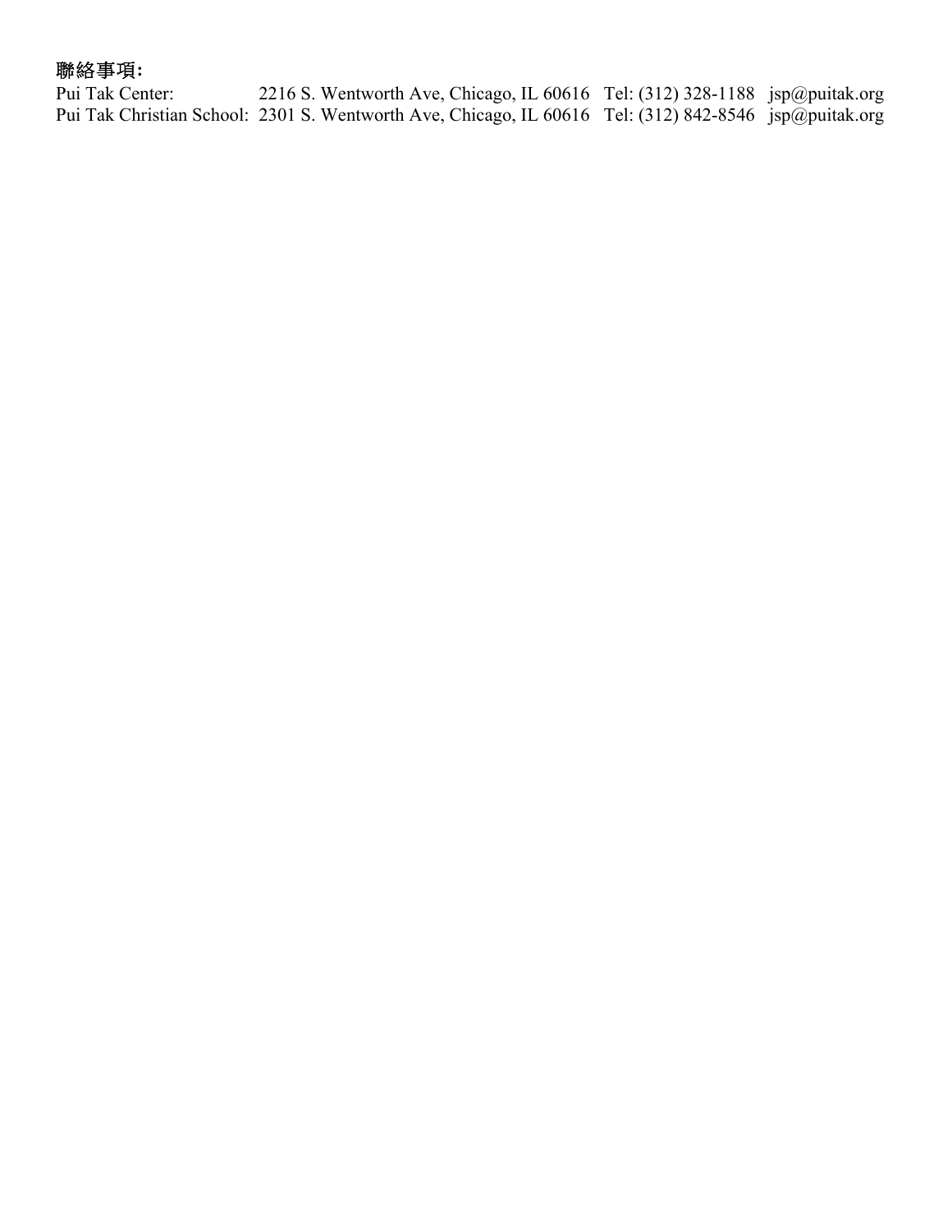**聯絡事項:**

| | | | |
|---|---|---|---|
| Pui Tak Center: | 2216 S. Wentworth Ave, Chicago, IL 60616 | Tel: (312) 328-1188 | jsp@puitak.org |
| Pui Tak Christian School: | 2301 S. Wentworth Ave, Chicago, IL 60616 | Tel: (312) 842-8546 | jsp@puitak.org |